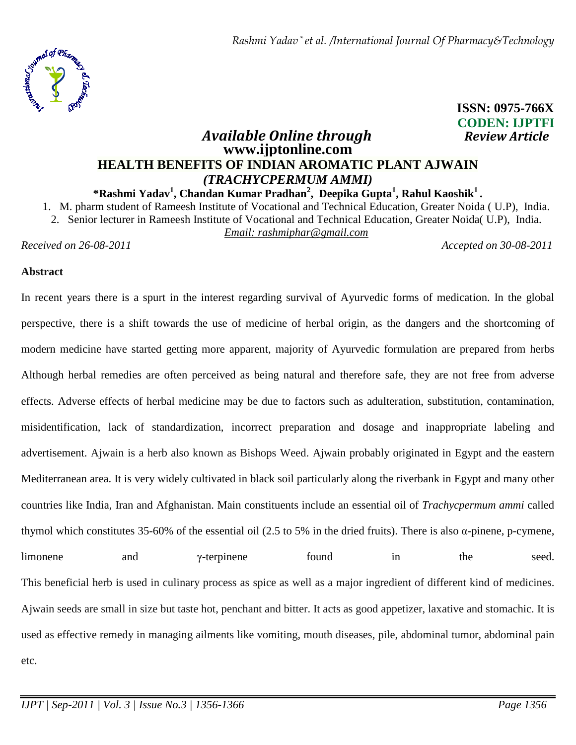**ISSN: 0975-766X**
**CODEN: IJPTFI**

*Available Online through* *Review Article*
**www.ijptonline.com**

# HEALTH BENEFITS OF INDIAN AROMATIC PLANT AJWAIN *(TRACHYCPERMUM AMMI)*

**\*Rashmi Yadav[1], Chandan Kumar Pradhan[2], Deepika Gupta[1], Rahul Kaoshik[1] .**

1. M. pharm student of Rameesh Institute of Vocational and Technical Education, Greater Noida ( U.P), India.
2. Senior lecturer in Rameesh Institute of Vocational and Technical Education, Greater Noida( U.P), India.

*Email: rashmiphar@gmail.com*

*Received on 26-08-2011* *Accepted on 30-08-2011*

## Abstract

In recent years there is a spurt in the interest regarding survival of Ayurvedic forms of medication. In the global perspective, there is a shift towards the use of medicine of herbal origin, as the dangers and the shortcoming of modern medicine have started getting more apparent, majority of Ayurvedic formulation are prepared from herbs Although herbal remedies are often perceived as being natural and therefore safe, they are not free from adverse effects. Adverse effects of herbal medicine may be due to factors such as adulteration, substitution, contamination, misidentification, lack of standardization, incorrect preparation and dosage and inappropriate labeling and advertisement. Ajwain is a herb also known as Bishops Weed. Ajwain probably originated in Egypt and the eastern Mediterranean area. It is very widely cultivated in black soil particularly along the riverbank in Egypt and many other countries like India, Iran and Afghanistan. Main constituents include an essential oil of *Trachycpermum ammi* called thymol which constitutes 35-60% of the essential oil (2.5 to 5% in the dried fruits). There is also α-pinene, p-cymene, limonene and γ-terpinene found in the seed.

This beneficial herb is used in culinary process as spice as well as a major ingredient of different kind of medicines. Ajwain seeds are small in size but taste hot, penchant and bitter. It acts as good appetizer, laxative and stomachic. It is used as effective remedy in managing ailments like vomiting, mouth diseases, pile, abdominal tumor, abdominal pain etc.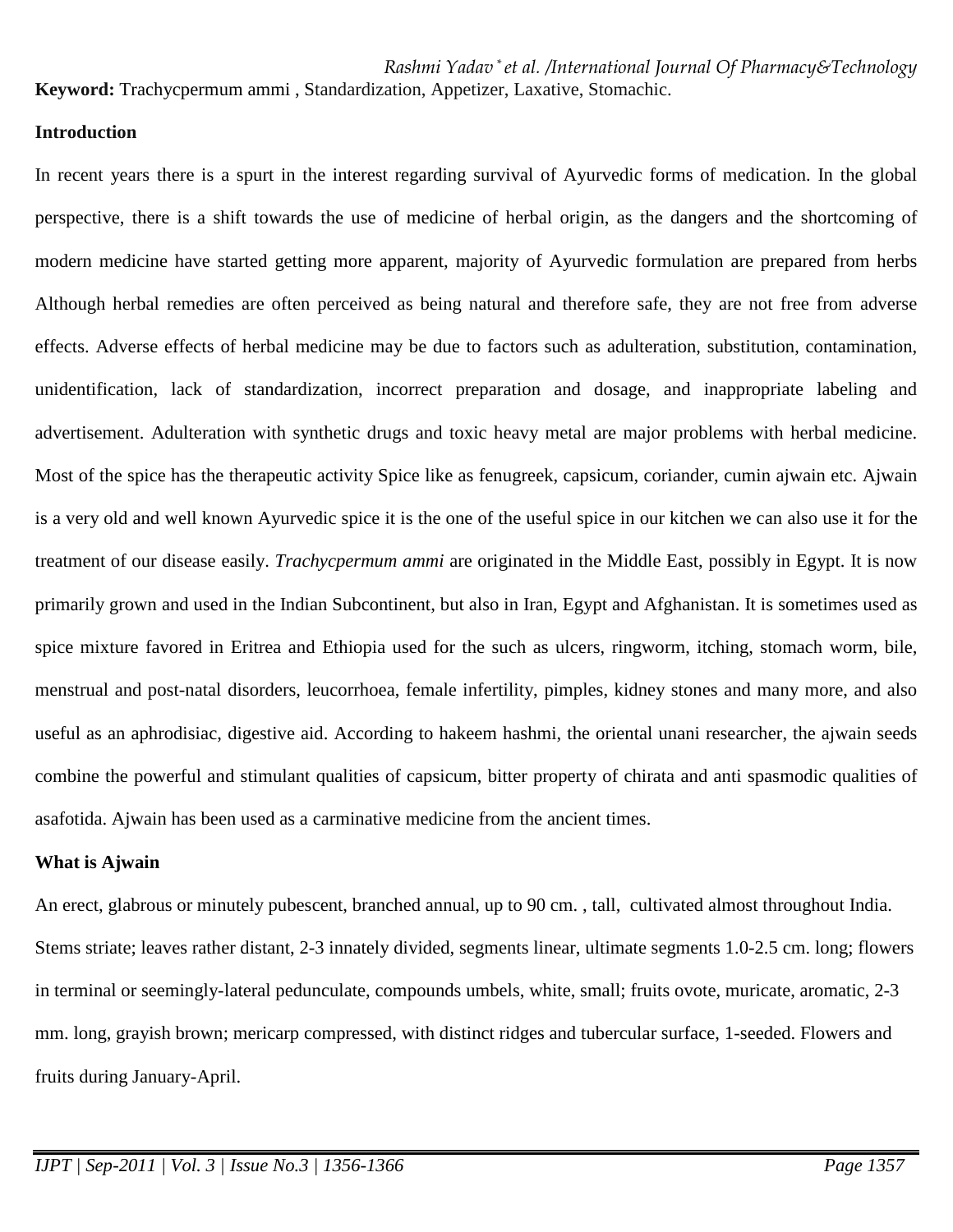**Keyword:** Trachycpermum ammi , Standardization, Appetizer, Laxative, Stomachic.

**Introduction**

In recent years there is a spurt in the interest regarding survival of Ayurvedic forms of medication. In the global perspective, there is a shift towards the use of medicine of herbal origin, as the dangers and the shortcoming of modern medicine have started getting more apparent, majority of Ayurvedic formulation are prepared from herbs Although herbal remedies are often perceived as being natural and therefore safe, they are not free from adverse effects. Adverse effects of herbal medicine may be due to factors such as adulteration, substitution, contamination, unidentification, lack of standardization, incorrect preparation and dosage, and inappropriate labeling and advertisement. Adulteration with synthetic drugs and toxic heavy metal are major problems with herbal medicine. Most of the spice has the therapeutic activity Spice like as fenugreek, capsicum, coriander, cumin ajwain etc. Ajwain is a very old and well known Ayurvedic spice it is the one of the useful spice in our kitchen we can also use it for the treatment of our disease easily. *Trachycpermum ammi* are originated in the Middle East, possibly in Egypt. It is now primarily grown and used in the Indian Subcontinent, but also in Iran, Egypt and Afghanistan. It is sometimes used as spice mixture favored in Eritrea and Ethiopia used for the such as ulcers, ringworm, itching, stomach worm, bile, menstrual and post-natal disorders, leucorrhoea, female infertility, pimples, kidney stones and many more, and also useful as an aphrodisiac, digestive aid. According to hakeem hashmi, the oriental unani researcher, the ajwain seeds combine the powerful and stimulant qualities of capsicum, bitter property of chirata and anti spasmodic qualities of asafotida. Ajwain has been used as a carminative medicine from the ancient times.

**What is Ajwain**

An erect, glabrous or minutely pubescent, branched annual, up to 90 cm. , tall, cultivated almost throughout India. Stems striate; leaves rather distant, 2-3 innately divided, segments linear, ultimate segments 1.0-2.5 cm. long; flowers in terminal or seemingly-lateral pedunculate, compounds umbels, white, small; fruits ovote, muricate, aromatic, 2-3 mm. long, grayish brown; mericarp compressed, with distinct ridges and tubercular surface, 1-seeded. Flowers and fruits during January-April.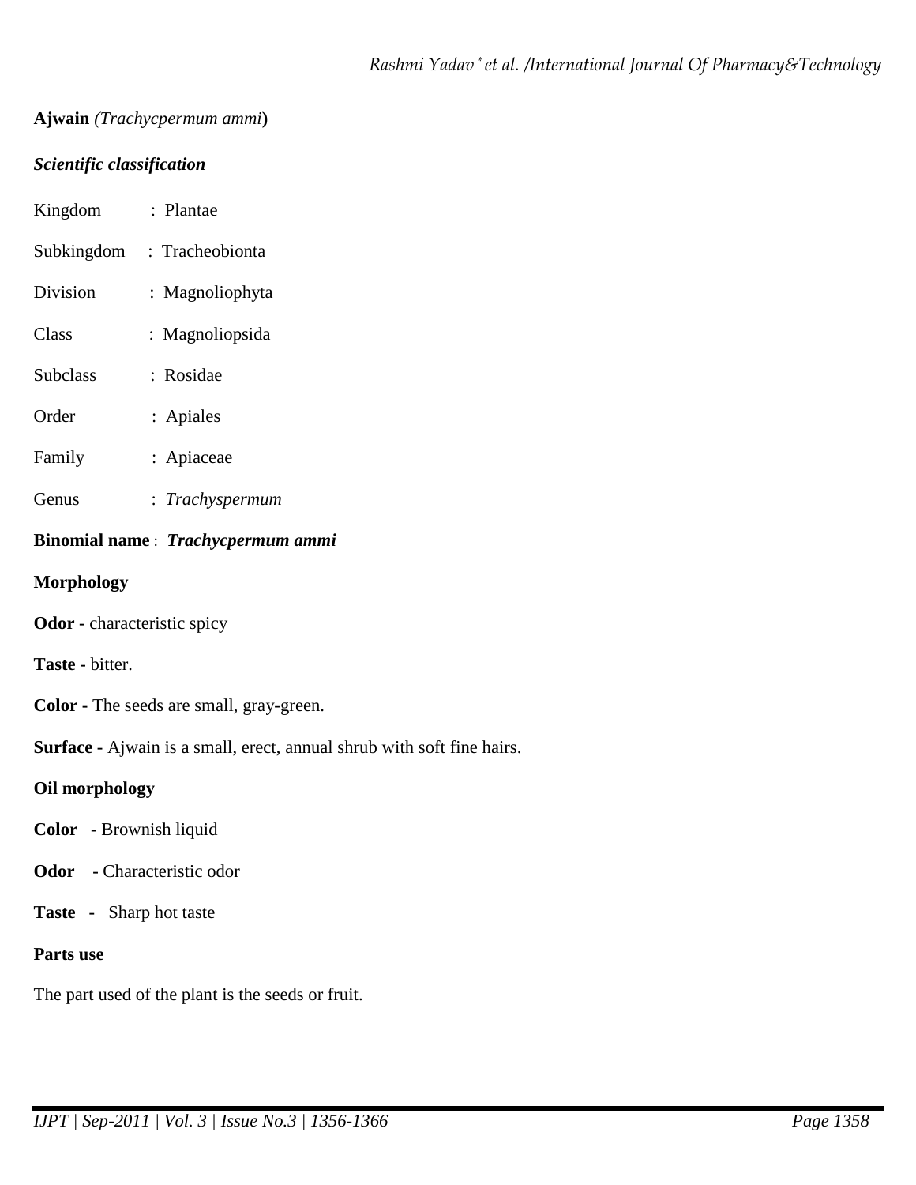**Ajwain** *(Trachycpermum ammi)*

***Scientific classification***

Kingdom : Plantae

Subkingdom : Tracheobionta

Division : Magnoliophyta

Class : Magnoliopsida

Subclass : Rosidae

Order : Apiales

Family : Apiaceae

Genus : *Trachyspermum*

**Binomial name** : ***Trachycpermum ammi***

**Morphology**

**Odor -** characteristic spicy

**Taste -** bitter.

**Color -** The seeds are small, gray-green.

**Surface -** Ajwain is a small, erect, annual shrub with soft fine hairs.

**Oil morphology**

**Color** - Brownish liquid

**Odor** **-** Characteristic odor

**Taste** **-** Sharp hot taste

**Parts use**

The part used of the plant is the seeds or fruit.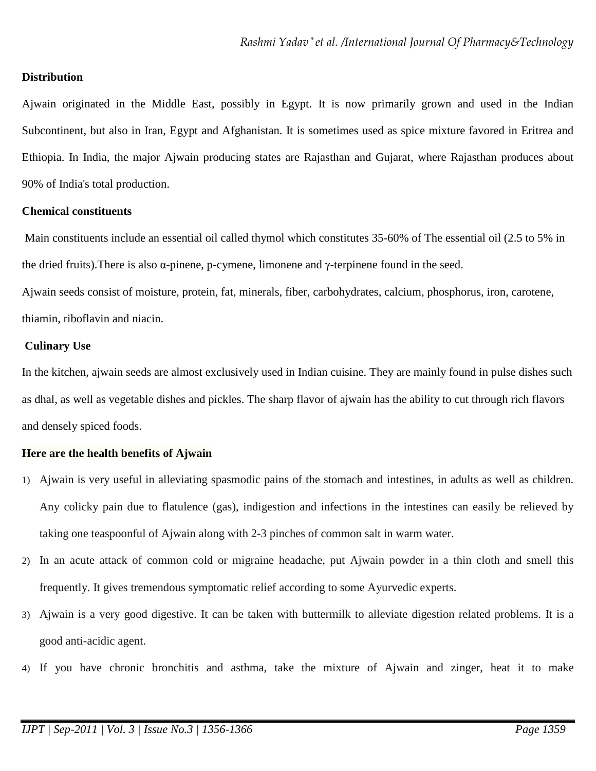**Distribution**

Ajwain originated in the Middle East, possibly in Egypt. It is now primarily grown and used in the Indian Subcontinent, but also in Iran, Egypt and Afghanistan. It is sometimes used as spice mixture favored in Eritrea and Ethiopia. In India, the major Ajwain producing states are Rajasthan and Gujarat, where Rajasthan produces about 90% of India's total production.

**Chemical constituents**

Main constituents include an essential oil called thymol which constitutes 35-60% of The essential oil (2.5 to 5% in the dried fruits).There is also α-pinene, p-cymene, limonene and γ-terpinene found in the seed.

Ajwain seeds consist of moisture, protein, fat, minerals, fiber, carbohydrates, calcium, phosphorus, iron, carotene, thiamin, riboflavin and niacin.

**Culinary Use**

In the kitchen, ajwain seeds are almost exclusively used in Indian cuisine. They are mainly found in pulse dishes such as dhal, as well as vegetable dishes and pickles. The sharp flavor of ajwain has the ability to cut through rich flavors and densely spiced foods.

**Here are the health benefits of Ajwain**

1) Ajwain is very useful in alleviating spasmodic pains of the stomach and intestines, in adults as well as children. Any colicky pain due to flatulence (gas), indigestion and infections in the intestines can easily be relieved by taking one teaspoonful of Ajwain along with 2-3 pinches of common salt in warm water.
2) In an acute attack of common cold or migraine headache, put Ajwain powder in a thin cloth and smell this frequently. It gives tremendous symptomatic relief according to some Ayurvedic experts.
3) Ajwain is a very good digestive. It can be taken with buttermilk to alleviate digestion related problems. It is a good anti-acidic agent.
4) If you have chronic bronchitis and asthma, take the mixture of Ajwain and zinger, heat it to make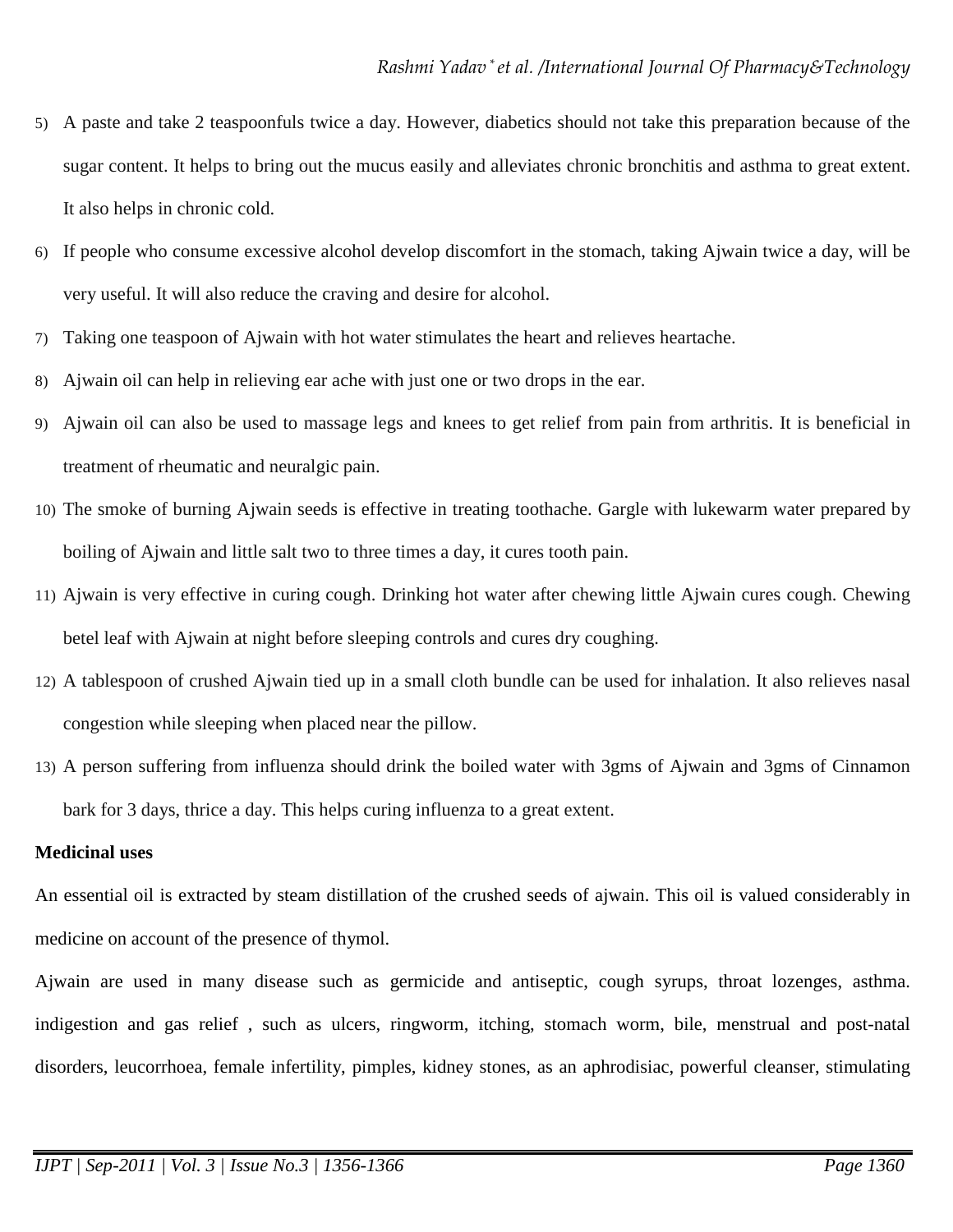5) A paste and take 2 teaspoonfuls twice a day. However, diabetics should not take this preparation because of the sugar content. It helps to bring out the mucus easily and alleviates chronic bronchitis and asthma to great extent. It also helps in chronic cold.
6) If people who consume excessive alcohol develop discomfort in the stomach, taking Ajwain twice a day, will be very useful. It will also reduce the craving and desire for alcohol.
7) Taking one teaspoon of Ajwain with hot water stimulates the heart and relieves heartache.
8) Ajwain oil can help in relieving ear ache with just one or two drops in the ear.
9) Ajwain oil can also be used to massage legs and knees to get relief from pain from arthritis. It is beneficial in treatment of rheumatic and neuralgic pain.
10) The smoke of burning Ajwain seeds is effective in treating toothache. Gargle with lukewarm water prepared by boiling of Ajwain and little salt two to three times a day, it cures tooth pain.
11) Ajwain is very effective in curing cough. Drinking hot water after chewing little Ajwain cures cough. Chewing betel leaf with Ajwain at night before sleeping controls and cures dry coughing.
12) A tablespoon of crushed Ajwain tied up in a small cloth bundle can be used for inhalation. It also relieves nasal congestion while sleeping when placed near the pillow.
13) A person suffering from influenza should drink the boiled water with 3gms of Ajwain and 3gms of Cinnamon bark for 3 days, thrice a day. This helps curing influenza to a great extent.

**Medicinal uses**

An essential oil is extracted by steam distillation of the crushed seeds of ajwain. This oil is valued considerably in medicine on account of the presence of thymol.

Ajwain are used in many disease such as germicide and antiseptic, cough syrups, throat lozenges, asthma. indigestion and gas relief , such as ulcers, ringworm, itching, stomach worm, bile, menstrual and post-natal disorders, leucorrhoea, female infertility, pimples, kidney stones, as an aphrodisiac, powerful cleanser, stimulating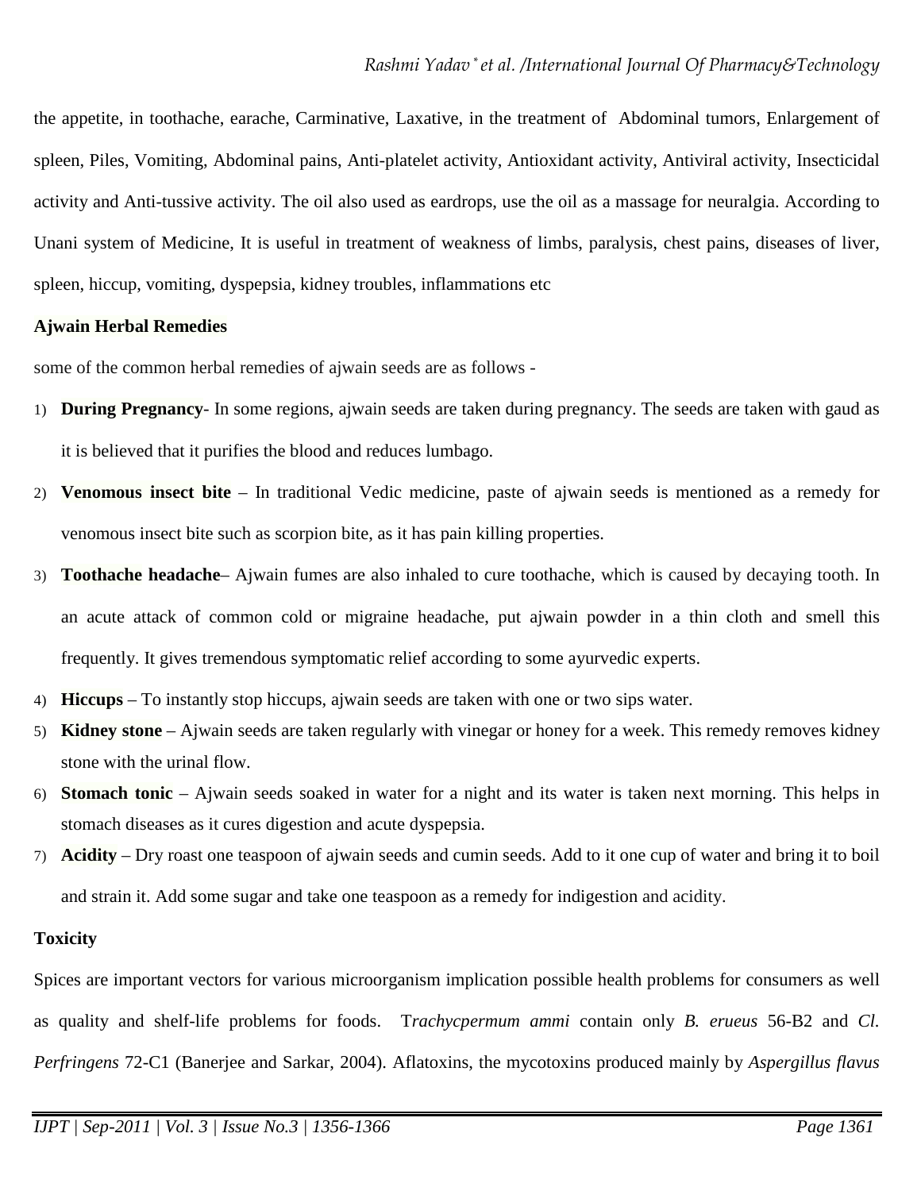the appetite, in toothache, earache, Carminative, Laxative, in the treatment of Abdominal tumors, Enlargement of spleen, Piles, Vomiting, Abdominal pains, Anti-platelet activity, Antioxidant activity, Antiviral activity, Insecticidal activity and Anti-tussive activity. The oil also used as eardrops, use the oil as a massage for neuralgia. According to Unani system of Medicine, It is useful in treatment of weakness of limbs, paralysis, chest pains, diseases of liver, spleen, hiccup, vomiting, dyspepsia, kidney troubles, inflammations etc

**Ajwain Herbal Remedies**

some of the common herbal remedies of ajwain seeds are as follows -

1) **During Pregnancy**- In some regions, ajwain seeds are taken during pregnancy. The seeds are taken with gaud as it is believed that it purifies the blood and reduces lumbago.
2) **Venomous insect bite** – In traditional Vedic medicine, paste of ajwain seeds is mentioned as a remedy for venomous insect bite such as scorpion bite, as it has pain killing properties.
3) **Toothache headache**– Ajwain fumes are also inhaled to cure toothache, which is caused by decaying tooth. In an acute attack of common cold or migraine headache, put ajwain powder in a thin cloth and smell this frequently. It gives tremendous symptomatic relief according to some ayurvedic experts.
4) **Hiccups** – To instantly stop hiccups, ajwain seeds are taken with one or two sips water.
5) **Kidney stone** – Ajwain seeds are taken regularly with vinegar or honey for a week. This remedy removes kidney stone with the urinal flow.
6) **Stomach tonic** – Ajwain seeds soaked in water for a night and its water is taken next morning. This helps in stomach diseases as it cures digestion and acute dyspepsia.
7) **Acidity** – Dry roast one teaspoon of ajwain seeds and cumin seeds. Add to it one cup of water and bring it to boil and strain it. Add some sugar and take one teaspoon as a remedy for indigestion and acidity.

**Toxicity**

Spices are important vectors for various microorganism implication possible health problems for consumers as well as quality and shelf-life problems for foods. T*rachycpermum ammi* contain only *B. erueus* 56-B2 and *Cl. Perfringens* 72-C1 (Banerjee and Sarkar, 2004). Aflatoxins, the mycotoxins produced mainly by *Aspergillus flavus*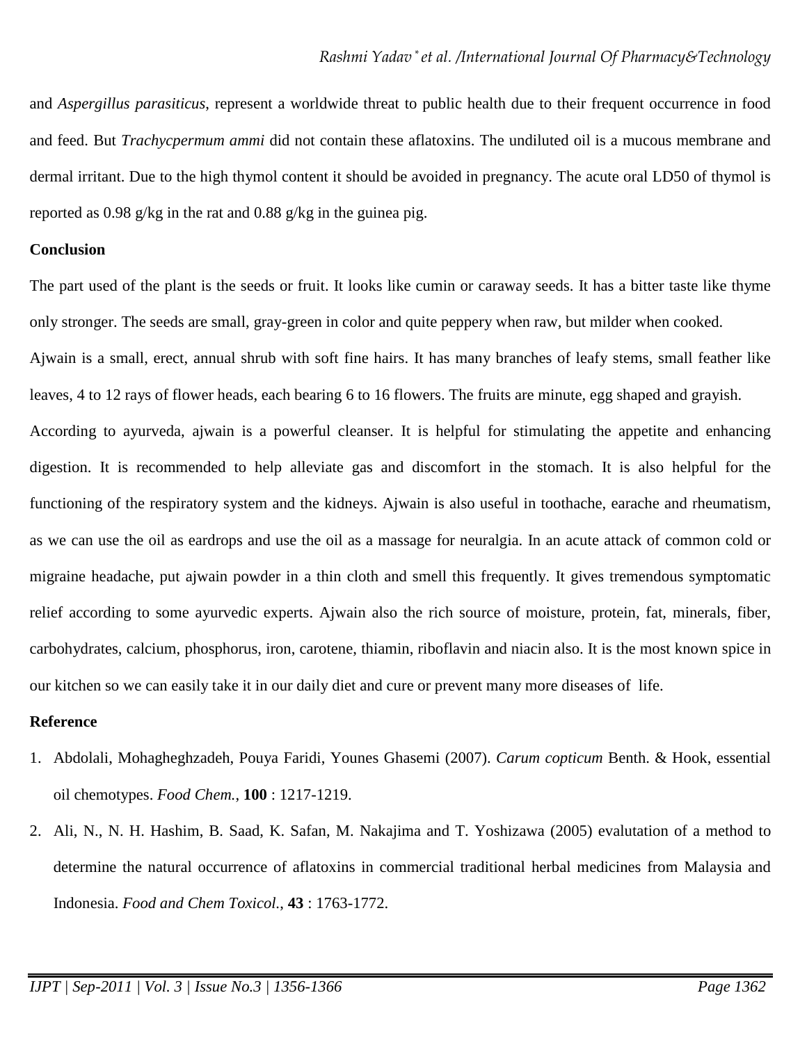and *Aspergillus parasiticus*, represent a worldwide threat to public health due to their frequent occurrence in food and feed. But *Trachycpermum ammi* did not contain these aflatoxins. The undiluted oil is a mucous membrane and dermal irritant. Due to the high thymol content it should be avoided in pregnancy. The acute oral LD50 of thymol is reported as 0.98 g/kg in the rat and 0.88 g/kg in the guinea pig.

**Conclusion**

The part used of the plant is the seeds or fruit. It looks like cumin or caraway seeds. It has a bitter taste like thyme only stronger. The seeds are small, gray-green in color and quite peppery when raw, but milder when cooked.

Ajwain is a small, erect, annual shrub with soft fine hairs. It has many branches of leafy stems, small feather like leaves, 4 to 12 rays of flower heads, each bearing 6 to 16 flowers. The fruits are minute, egg shaped and grayish.

According to ayurveda, ajwain is a powerful cleanser. It is helpful for stimulating the appetite and enhancing digestion. It is recommended to help alleviate gas and discomfort in the stomach. It is also helpful for the functioning of the respiratory system and the kidneys. Ajwain is also useful in toothache, earache and rheumatism, as we can use the oil as eardrops and use the oil as a massage for neuralgia. In an acute attack of common cold or migraine headache, put ajwain powder in a thin cloth and smell this frequently. It gives tremendous symptomatic relief according to some ayurvedic experts. Ajwain also the rich source of moisture, protein, fat, minerals, fiber, carbohydrates, calcium, phosphorus, iron, carotene, thiamin, riboflavin and niacin also. It is the most known spice in our kitchen so we can easily take it in our daily diet and cure or prevent many more diseases of life.

**Reference**

1. Abdolali, Mohagheghzadeh, Pouya Faridi, Younes Ghasemi (2007). *Carum copticum* Benth. & Hook, essential oil chemotypes. *Food Chem.*, **100** : 1217-1219.
2. Ali, N., N. H. Hashim, B. Saad, K. Safan, M. Nakajima and T. Yoshizawa (2005) evalutation of a method to determine the natural occurrence of aflatoxins in commercial traditional herbal medicines from Malaysia and Indonesia. *Food and Chem Toxicol.*, **43** : 1763-1772.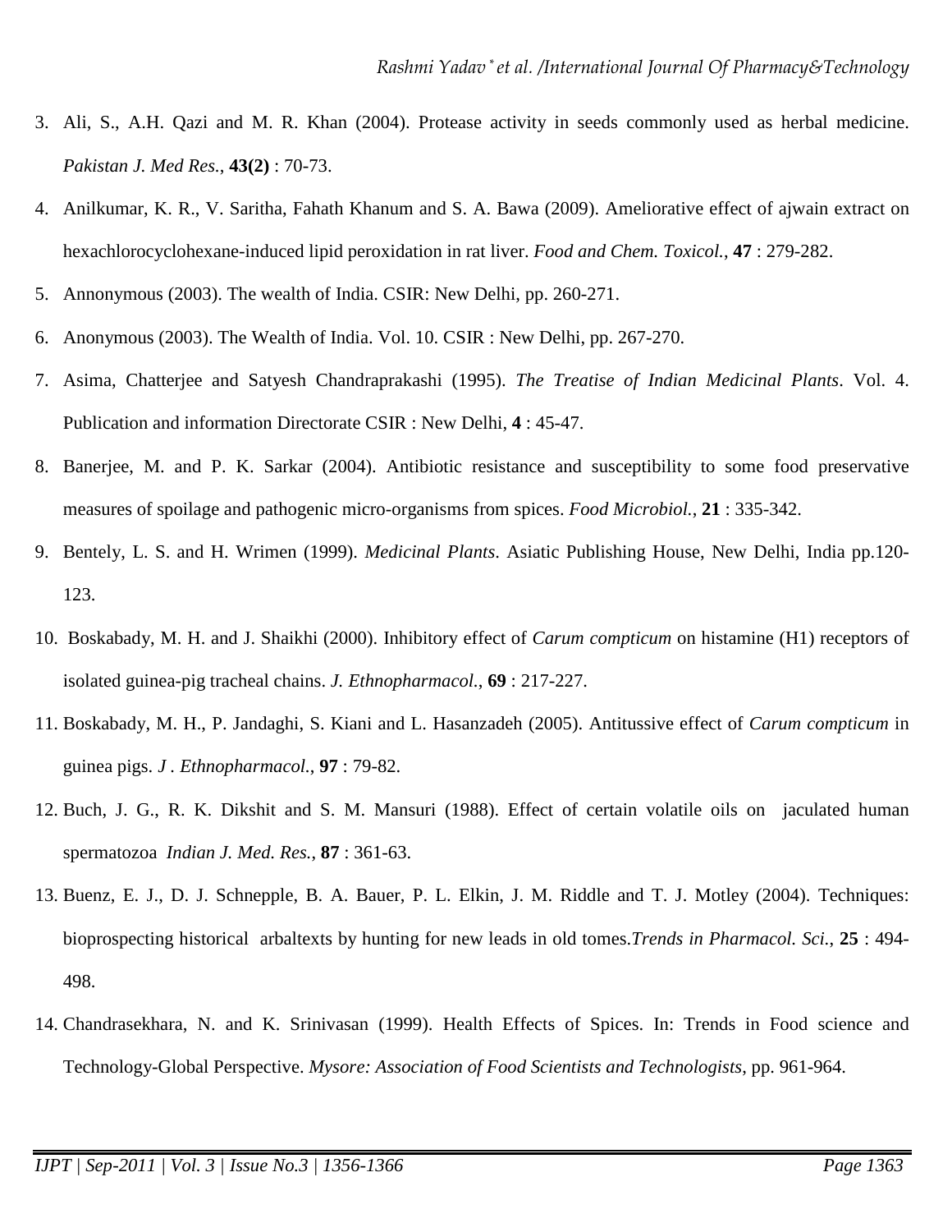3. Ali, S., A.H. Qazi and M. R. Khan (2004). Protease activity in seeds commonly used as herbal medicine. *Pakistan J. Med Res.*, **43(2)** : 70-73.
4. Anilkumar, K. R., V. Saritha, Fahath Khanum and S. A. Bawa (2009). Ameliorative effect of ajwain extract on hexachlorocyclohexane-induced lipid peroxidation in rat liver. *Food and Chem. Toxicol.*, **47** : 279-282.
5. Annonymous (2003). The wealth of India. CSIR: New Delhi, pp. 260-271.
6. Anonymous (2003). The Wealth of India. Vol. 10. CSIR : New Delhi, pp. 267-270.
7. Asima, Chatterjee and Satyesh Chandraprakashi (1995). *The Treatise of Indian Medicinal Plants*. Vol. 4. Publication and information Directorate CSIR : New Delhi, **4** : 45-47.
8. Banerjee, M. and P. K. Sarkar (2004). Antibiotic resistance and susceptibility to some food preservative measures of spoilage and pathogenic micro-organisms from spices. *Food Microbiol.*, **21** : 335-342.
9. Bentely, L. S. and H. Wrimen (1999). *Medicinal Plants*. Asiatic Publishing House, New Delhi, India pp.120-123.
10. Boskabady, M. H. and J. Shaikhi (2000). Inhibitory effect of *Carum compticum* on histamine (H1) receptors of isolated guinea-pig tracheal chains. *J. Ethnopharmacol.*, **69** : 217-227.
11. Boskabady, M. H., P. Jandaghi, S. Kiani and L. Hasanzadeh (2005). Antitussive effect of *Carum compticum* in guinea pigs. *J . Ethnopharmacol*., **97** : 79-82.
12. Buch, J. G., R. K. Dikshit and S. M. Mansuri (1988). Effect of certain volatile oils on jaculated human spermatozoa *Indian J. Med. Res.*, **87** : 361-63.
13. Buenz, E. J., D. J. Schnepple, B. A. Bauer, P. L. Elkin, J. M. Riddle and T. J. Motley (2004). Techniques: bioprospecting historical arbaltexts by hunting for new leads in old tomes.*Trends in Pharmacol. Sci.*, **25** : 494-498.
14. Chandrasekhara, N. and K. Srinivasan (1999). Health Effects of Spices. In: Trends in Food science and Technology-Global Perspective. *Mysore: Association of Food Scientists and Technologists*, pp. 961-964.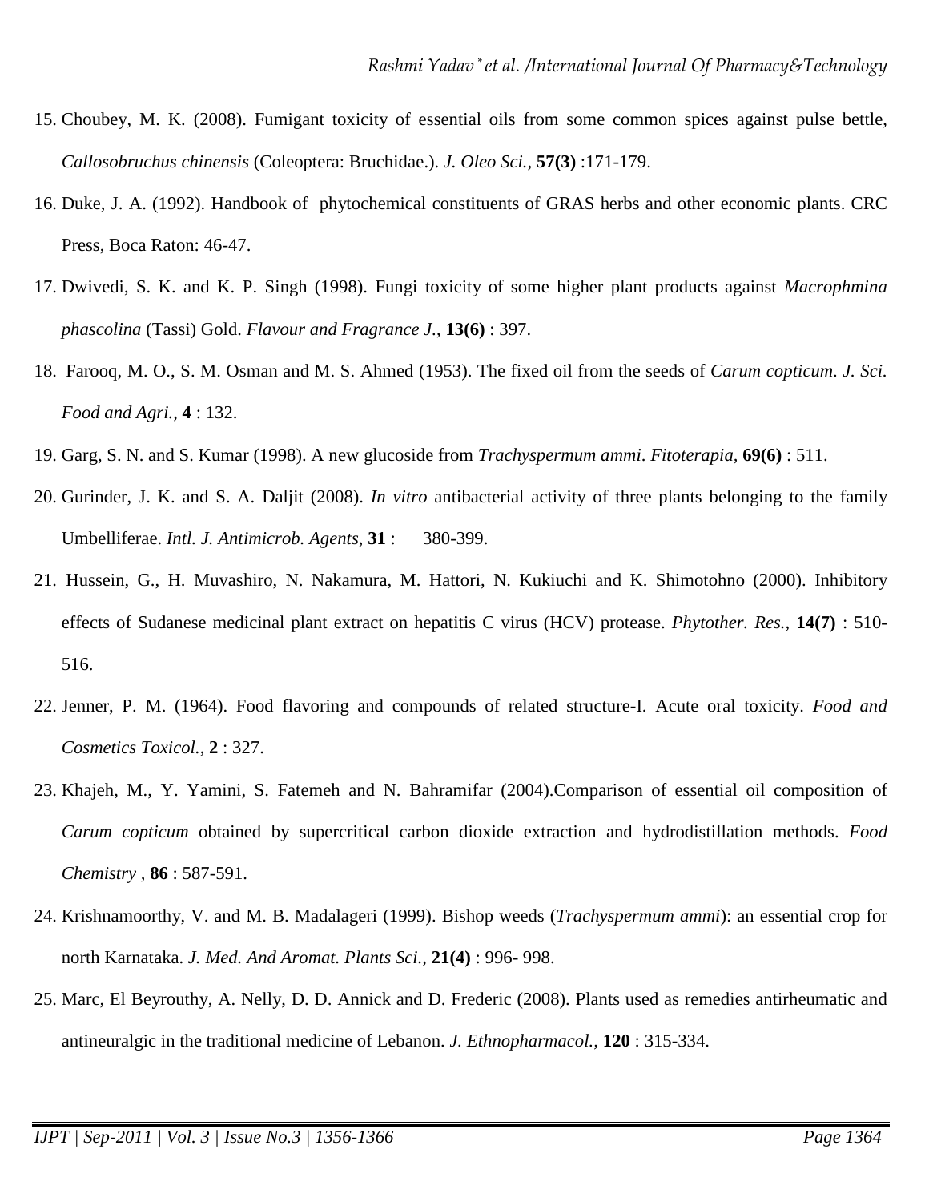15. Choubey, M. K. (2008). Fumigant toxicity of essential oils from some common spices against pulse bettle, *Callosobruchus chinensis* (Coleoptera: Bruchidae.). *J. Oleo Sci.*, **57(3)** :171-179.
16. Duke, J. A. (1992). Handbook of phytochemical constituents of GRAS herbs and other economic plants. CRC Press, Boca Raton: 46-47.
17. Dwivedi, S. K. and K. P. Singh (1998). Fungi toxicity of some higher plant products against *Macrophmina phascolina* (Tassi) Gold. *Flavour and Fragrance J.*, **13(6)** : 397.
18. Farooq, M. O., S. M. Osman and M. S. Ahmed (1953). The fixed oil from the seeds of *Carum copticum*. *J. Sci. Food and Agri.*, **4** : 132.
19. Garg, S. N. and S. Kumar (1998). A new glucoside from *Trachyspermum ammi*. *Fitoterapia*, **69(6)** : 511.
20. Gurinder, J. K. and S. A. Daljit (2008). *In vitro* antibacterial activity of three plants belonging to the family Umbelliferae. *Intl. J. Antimicrob. Agents*, **31** : 380-399.
21. Hussein, G., H. Muvashiro, N. Nakamura, M. Hattori, N. Kukiuchi and K. Shimotohno (2000). Inhibitory effects of Sudanese medicinal plant extract on hepatitis C virus (HCV) protease. *Phytother. Res.*, **14(7)** : 510-516.
22. Jenner, P. M. (1964). Food flavoring and compounds of related structure-I. Acute oral toxicity. *Food and Cosmetics Toxicol.*, **2** : 327.
23. Khajeh, M., Y. Yamini, S. Fatemeh and N. Bahramifar (2004).Comparison of essential oil composition of *Carum copticum* obtained by supercritical carbon dioxide extraction and hydrodistillation methods. *Food Chemistry* , **86** : 587-591.
24. Krishnamoorthy, V. and M. B. Madalageri (1999). Bishop weeds (*Trachyspermum ammi*): an essential crop for north Karnataka. *J. Med. And Aromat. Plants Sci.*, **21(4)** : 996- 998.
25. Marc, El Beyrouthy, A. Nelly, D. D. Annick and D. Frederic (2008). Plants used as remedies antirheumatic and antineuralgic in the traditional medicine of Lebanon. *J. Ethnopharmacol.*, **120** : 315-334.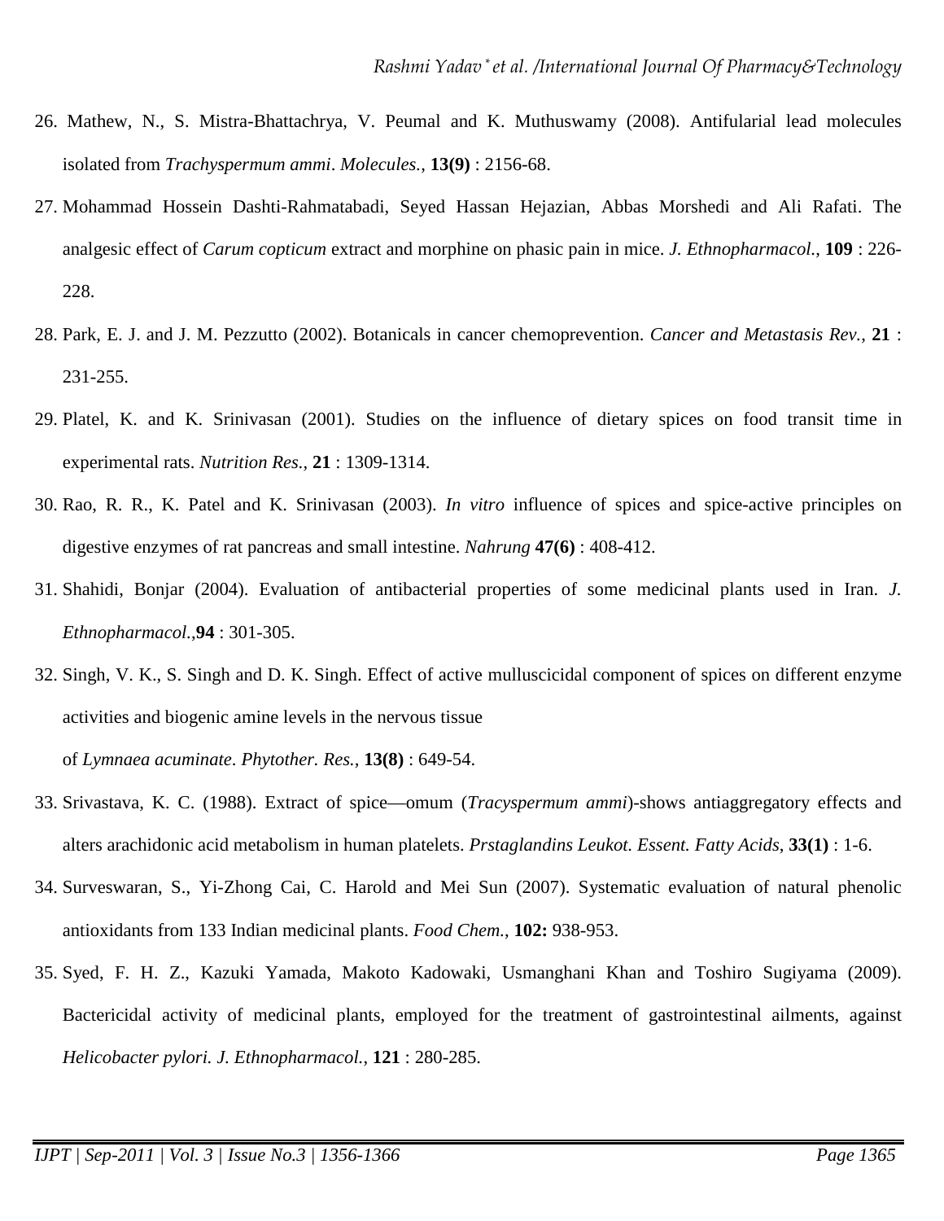26. Mathew, N., S. Mistra-Bhattachrya, V. Peumal and K. Muthuswamy (2008). Antifularial lead molecules isolated from *Trachyspermum ammi*. *Molecules.*, **13(9)** : 2156-68.
27. Mohammad Hossein Dashti-Rahmatabadi, Seyed Hassan Hejazian, Abbas Morshedi and Ali Rafati. The analgesic effect of *Carum copticum* extract and morphine on phasic pain in mice. *J. Ethnopharmacol.*, **109** : 226-228.
28. Park, E. J. and J. M. Pezzutto (2002). Botanicals in cancer chemoprevention. *Cancer and Metastasis Rev.*, **21** : 231-255.
29. Platel, K. and K. Srinivasan (2001). Studies on the influence of dietary spices on food transit time in experimental rats. *Nutrition Res.*, **21** : 1309-1314.
30. Rao, R. R., K. Patel and K. Srinivasan (2003). *In vitro* influence of spices and spice-active principles on digestive enzymes of rat pancreas and small intestine. *Nahrung* **47(6)** : 408-412.
31. Shahidi, Bonjar (2004). Evaluation of antibacterial properties of some medicinal plants used in Iran. *J. Ethnopharmacol.*,**94** : 301-305.
32. Singh, V. K., S. Singh and D. K. Singh. Effect of active mulluscicidal component of spices on different enzyme activities and biogenic amine levels in the nervous tissue of *Lymnaea acuminate*. *Phytother. Res.*, **13(8)** : 649-54.
33. Srivastava, K. C. (1988). Extract of spice—omum (*Tracyspermum ammi*)-shows antiaggregatory effects and alters arachidonic acid metabolism in human platelets. *Prstaglandins Leukot. Essent. Fatty Acids*, **33(1)** : 1-6.
34. Surveswaran, S., Yi-Zhong Cai, C. Harold and Mei Sun (2007). Systematic evaluation of natural phenolic antioxidants from 133 Indian medicinal plants. *Food Chem.*, **102:** 938-953.
35. Syed, F. H. Z., Kazuki Yamada, Makoto Kadowaki, Usmanghani Khan and Toshiro Sugiyama (2009). Bactericidal activity of medicinal plants, employed for the treatment of gastrointestinal ailments, against *Helicobacter pylori. J. Ethnopharmacol.*, **121** : 280-285.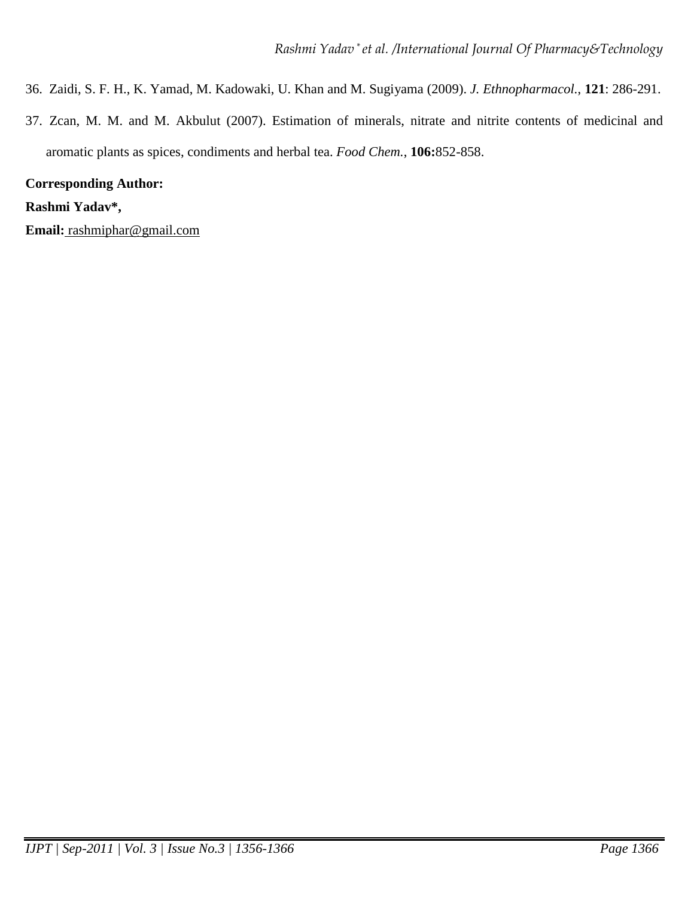36. Zaidi, S. F. H., K. Yamad, M. Kadowaki, U. Khan and M. Sugiyama (2009). *J. Ethnopharmacol.*, **121**: 286-291.
37. Zcan, M. M. and M. Akbulut (2007). Estimation of minerals, nitrate and nitrite contents of medicinal and aromatic plants as spices, condiments and herbal tea. *Food Chem.*, **106:**852-858.

**Corresponding Author:**

**Rashmi Yadav*,**

**Email:** rashmiphar@gmail.com